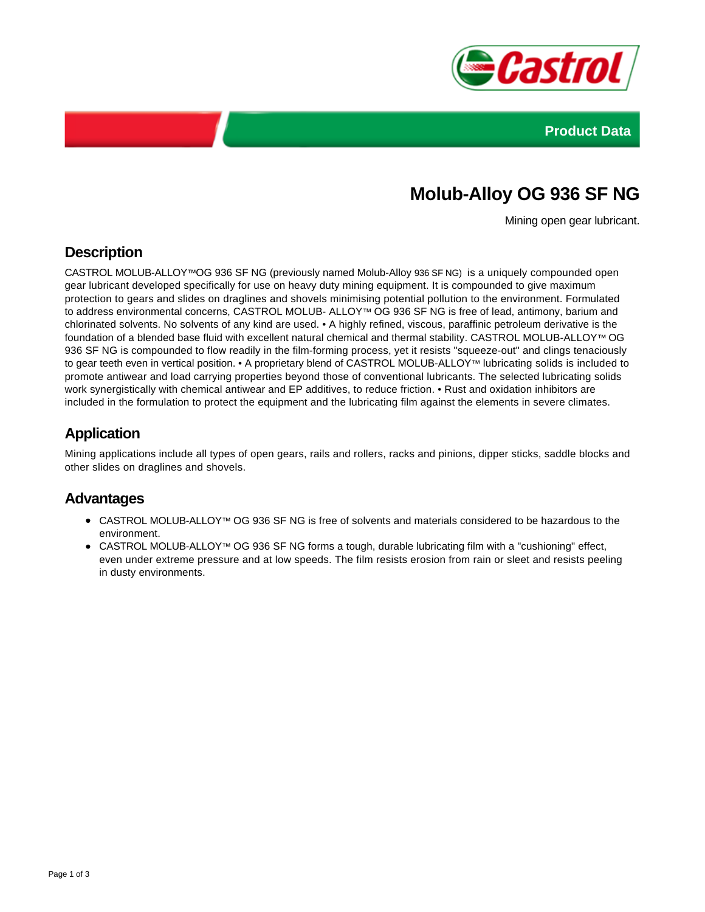Product Data

# Molub-Alloy OG 936 SF NG

Mining open gear lubricant.

## Description

CASTROL MOLUB-ALLOY™OG 936 SF NG (previously named Molub-Alloy 936 SF NG) is a uniquely compounded open gear lubricant developed specifically for use on heavy duty mining equipment. It is compounded to give maximum protection to gears and slides on draglines and shovels minimising potential pollution to the environment. Formulated to address environmental concerns, CASTROL MOLUB- ALLOY™ OG 936 SF NG is free of lead, antimony, barium and chlorinated solvents. No solvents of any kind are used. • A highly refined, viscous, paraffinic petroleum derivative is the foundation of a blended base fluid with excellent natural chemical and thermal stability. CASTROL MOLUB-ALLOY™ OG 936 SF NG is compounded to flow readily in the film-forming process, yet it resists "squeeze-out" and clings tenaciously to gear teeth even in vertical position. • A proprietary blend of CASTROL MOLUB-ALLOY™ lubricating solids is included to promote antiwear and load carrying properties beyond those of conventional lubricants. The selected lubricating solids work synergistically with chemical antiwear and EP additives, to reduce friction. • Rust and oxidation inhibitors are included in the formulation to protect the equipment and the lubricating film against the elements in severe climates.

## Application

Mining applications include all types of open gears, rails and rollers, racks and pinions, dipper sticks, saddle blocks and other slides on draglines and shovels.

## Advantages

- CASTROL MOLUB-ALLOY™ OG 936 SF NG is free of solvents and materials considered to be hazardous to the environment.
- CASTROL MOLUB-ALLOY™ OG 936 SF NG forms a tough, durable lubricating film with a "cushioning" effect, even under extreme pressure and at low speeds. The film resists erosion from rain or sleet and resists peeling in dusty environments.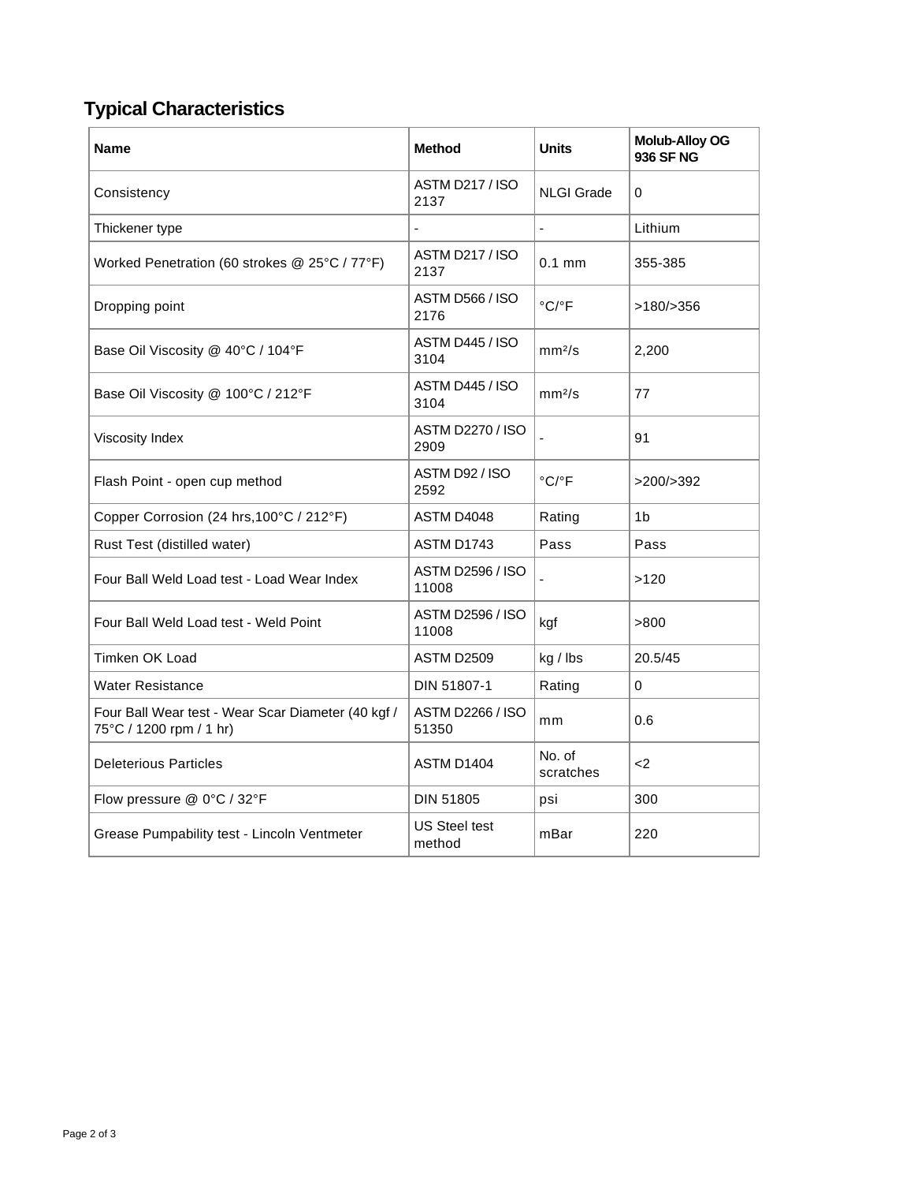## Typical Characteristics

| Name | Method | Units | Molub-Alloy OG 936 SF NG |
|---|---|---|---|
| Consistency | ASTM D217 / ISO 2137 | NLGI Grade | 0 |
| Thickener type | - | - | Lithium |
| Worked Penetration (60 strokes @ 25°C / 77°F) | ASTM D217 / ISO 2137 | 0.1 mm | 355-385 |
| Dropping point | ASTM D566 / ISO 2176 | °C/°F | >180/>356 |
| Base Oil Viscosity @ 40°C / 104°F | ASTM D445 / ISO 3104 | $mm^2/s$ | 2,200 |
| Base Oil Viscosity @ 100°C / 212°F | ASTM D445 / ISO 3104 | $mm^2/s$ | 77 |
| Viscosity Index | ASTM D2270 / ISO 2909 | - | 91 |
| Flash Point - open cup method | ASTM D92 / ISO 2592 | °C/°F | >200/>392 |
| Copper Corrosion (24 hrs,100°C / 212°F) | ASTM D4048 | Rating | 1b |
| Rust Test (distilled water) | ASTM D1743 | Pass | Pass |
| Four Ball Weld Load test - Load Wear Index | ASTM D2596 / ISO 11008 | - | >120 |
| Four Ball Weld Load test - Weld Point | ASTM D2596 / ISO 11008 | kgf | >800 |
| Timken OK Load | ASTM D2509 | kg / lbs | 20.5/45 |
| Water Resistance | DIN 51807-1 | Rating | 0 |
| Four Ball Wear test - Wear Scar Diameter (40 kgf / 75°C / 1200 rpm / 1 hr) | ASTM D2266 / ISO 51350 | mm | 0.6 |
| Deleterious Particles | ASTM D1404 | No. of scratches | <2 |
| Flow pressure @ 0°C / 32°F | DIN 51805 | psi | 300 |
| Grease Pumpability test - Lincoln Ventmeter | US Steel test method | mBar | 220 |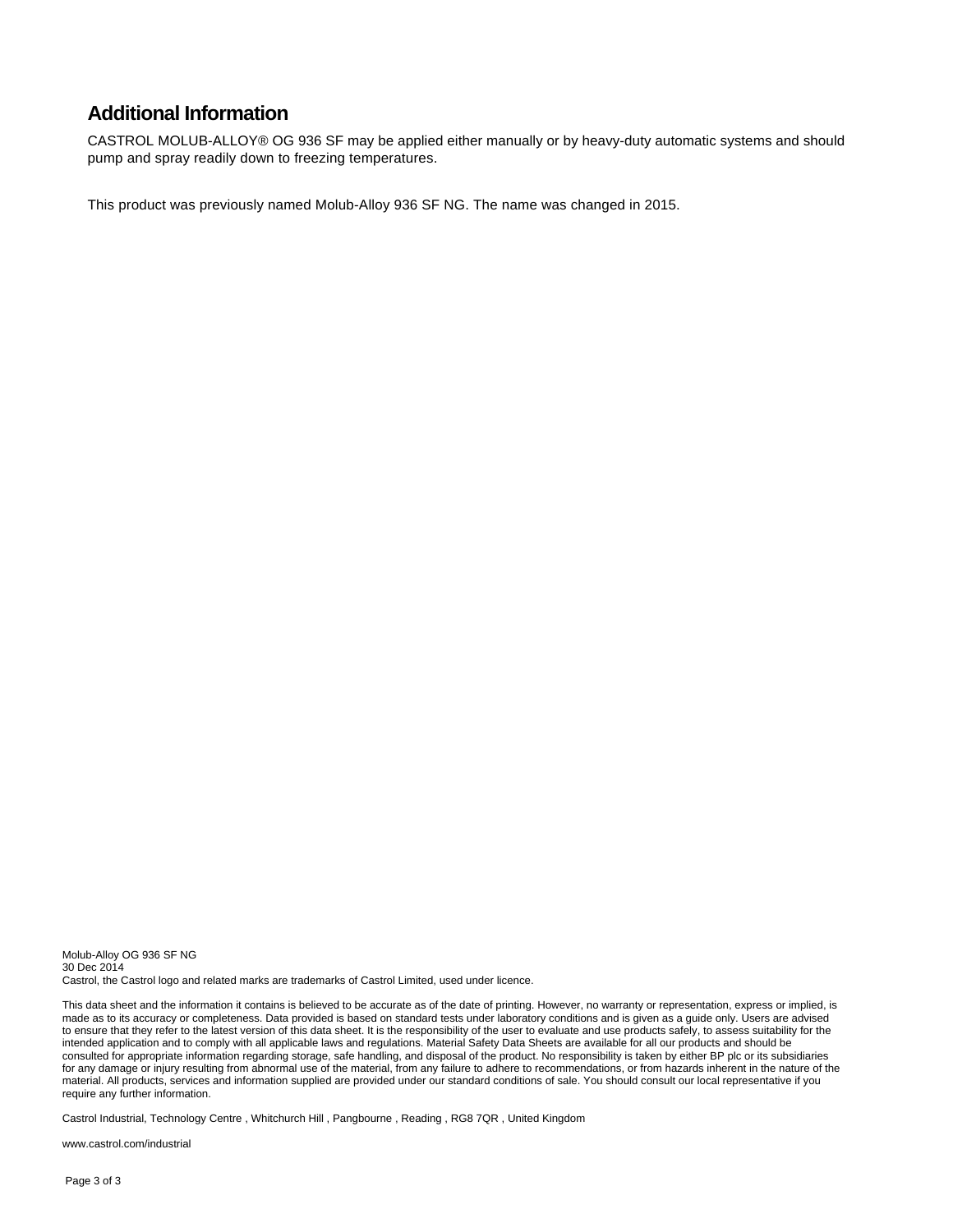## Additional Information

CASTROL MOLUB-ALLOY® OG 936 SF may be applied either manually or by heavy-duty automatic systems and should pump and spray readily down to freezing temperatures.

This product was previously named Molub-Alloy 936 SF NG. The name was changed in 2015.

Molub-Alloy OG 936 SF NG
30 Dec 2014
Castrol, the Castrol logo and related marks are trademarks of Castrol Limited, used under licence.

This data sheet and the information it contains is believed to be accurate as of the date of printing. However, no warranty or representation, express or implied, is made as to its accuracy or completeness. Data provided is based on standard tests under laboratory conditions and is given as a guide only. Users are advised to ensure that they refer to the latest version of this data sheet. It is the responsibility of the user to evaluate and use products safely, to assess suitability for the intended application and to comply with all applicable laws and regulations. Material Safety Data Sheets are available for all our products and should be consulted for appropriate information regarding storage, safe handling, and disposal of the product. No responsibility is taken by either BP plc or its subsidiaries for any damage or injury resulting from abnormal use of the material, from any failure to adhere to recommendations, or from hazards inherent in the nature of the material. All products, services and information supplied are provided under our standard conditions of sale. You should consult our local representative if you require any further information.

Castrol Industrial, Technology Centre , Whitchurch Hill , Pangbourne , Reading , RG8 7QR , United Kingdom

www.castrol.com/industrial